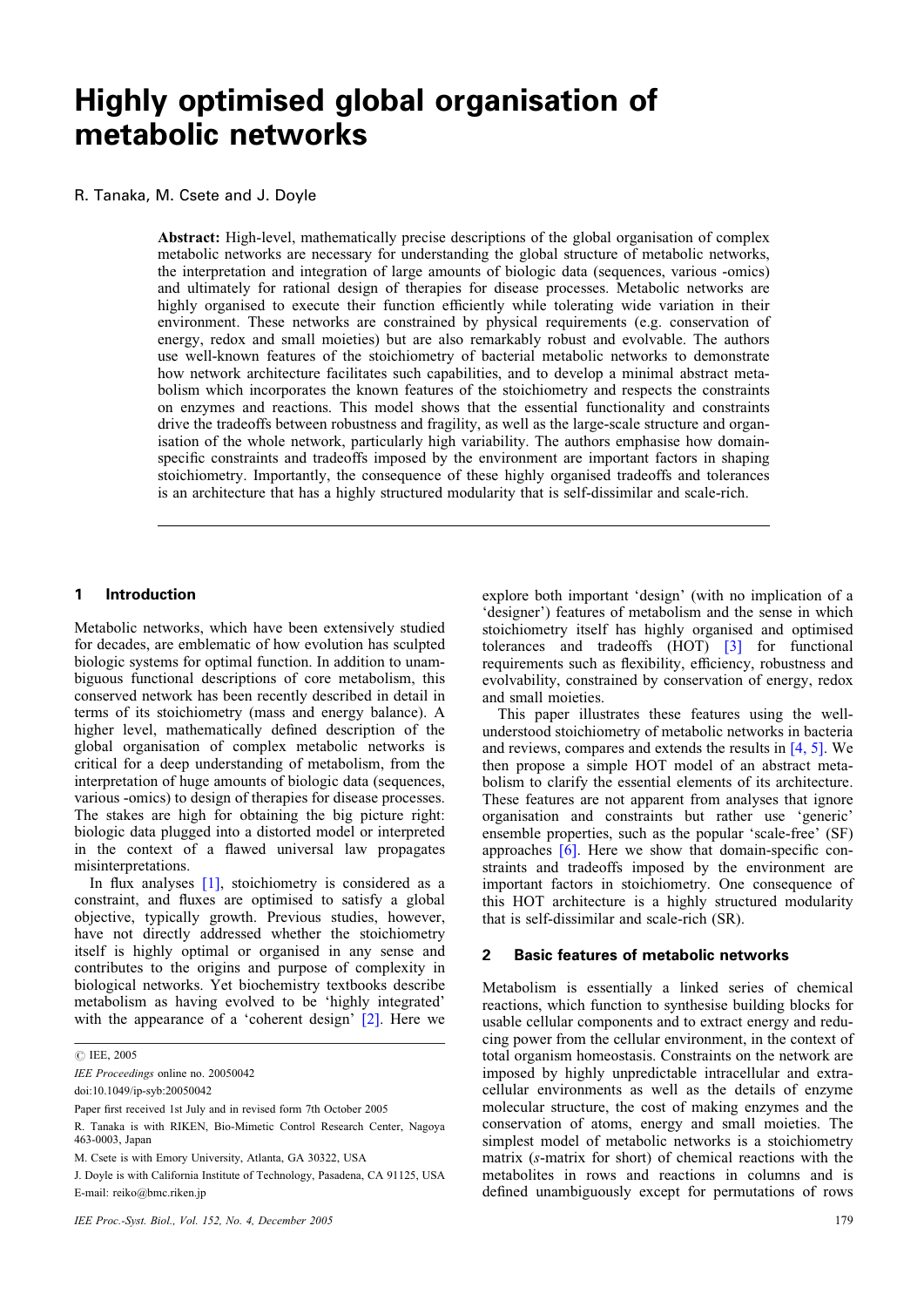# Highly optimised global organisation of metabolic networks

R. Tanaka, M. Csete and J. Doyle

**Abstract:** High-level, mathematically precise descriptions of the global organisation of complex metabolic networks are necessary for understanding the global structure of metabolic networks, the interpretation and integration of large amounts of biologic data (sequences, various -omics) and ultimately for rational design of therapies for disease processes. Metabolic networks are highly organised to execute their function efficiently while tolerating wide variation in their environment. These networks are constrained by physical requirements (e.g. conservation of energy, redox and small moieties) but are also remarkably robust and evolvable. The authors use well-known features of the stoichiometry of bacterial metabolic networks to demonstrate how network architecture facilitates such capabilities, and to develop a minimal abstract metabolism which incorporates the known features of the stoichiometry and respects the constraints on enzymes and reactions. This model shows that the essential functionality and constraints drive the tradeoffs between robustness and fragility, as well as the large-scale structure and organisation of the whole network, particularly high variability. The authors emphasise how domain-specific constraints and tradeoffs imposed by the environment are important factors in shaping stoichiometry. Importantly, the consequence of these highly organised tradeoffs and tolerances is an architecture that has a highly structured modularity that is self-dissimilar and scale-rich.

## 1 Introduction

Metabolic networks, which have been extensively studied for decades, are emblematic of how evolution has sculpted biologic systems for optimal function. In addition to unambiguous functional descriptions of core metabolism, this conserved network has been recently described in detail in terms of its stoichiometry (mass and energy balance). A higher level, mathematically defined description of the global organisation of complex metabolic networks is critical for a deep understanding of metabolism, from the interpretation of huge amounts of biologic data (sequences, various -omics) to design of therapies for disease processes. The stakes are high for obtaining the big picture right: biologic data plugged into a distorted model or interpreted in the context of a flawed universal law propagates misinterpretations.

In flux analyses [1], stoichiometry is considered as a constraint, and fluxes are optimised to satisfy a global objective, typically growth. Previous studies, however, have not directly addressed whether the stoichiometry itself is highly optimal or organised in any sense and contributes to the origins and purpose of complexity in biological networks. Yet biochemistry textbooks describe metabolism as having evolved to be 'highly integrated' with the appearance of a 'coherent design' [2]. Here we explore both important 'design' (with no implication of a 'designer') features of metabolism and the sense in which stoichiometry itself has highly organised and optimised tolerances and tradeoffs (HOT) [3] for functional requirements such as flexibility, efficiency, robustness and evolvability, constrained by conservation of energy, redox and small moieties.

This paper illustrates these features using the well-understood stoichiometry of metabolic networks in bacteria and reviews, compares and extends the results in [4, 5]. We then propose a simple HOT model of an abstract metabolism to clarify the essential elements of its architecture. These features are not apparent from analyses that ignore organisation and constraints but rather use 'generic' ensemble properties, such as the popular 'scale-free' (SF) approaches [6]. Here we show that domain-specific constraints and tradeoffs imposed by the environment are important factors in stoichiometry. One consequence of this HOT architecture is a highly structured modularity that is self-dissimilar and scale-rich (SR).

## 2 Basic features of metabolic networks

Metabolism is essentially a linked series of chemical reactions, which function to synthesise building blocks for usable cellular components and to extract energy and reducing power from the cellular environment, in the context of total organism homeostasis. Constraints on the network are imposed by highly unpredictable intracellular and extracellular environments as well as the details of enzyme molecular structure, the cost of making enzymes and the conservation of atoms, energy and small moieties. The simplest model of metabolic networks is a stoichiometry matrix (*s*-matrix for short) of chemical reactions with the metabolites in rows and reactions in columns and is defined unambiguously except for permutations of rows

---

© IEE, 2005

*IEE Proceedings* online no. 20050042

doi:10.1049/ip-syb:20050042

Paper first received 1st July and in revised form 7th October 2005

R. Tanaka is with RIKEN, Bio-Mimetic Control Research Center, Nagoya 463-0003, Japan

M. Csete is with Emory University, Atlanta, GA 30322, USA

J. Doyle is with California Institute of Technology, Pasadena, CA 91125, USA

E-mail: reiko@bmc.riken.jp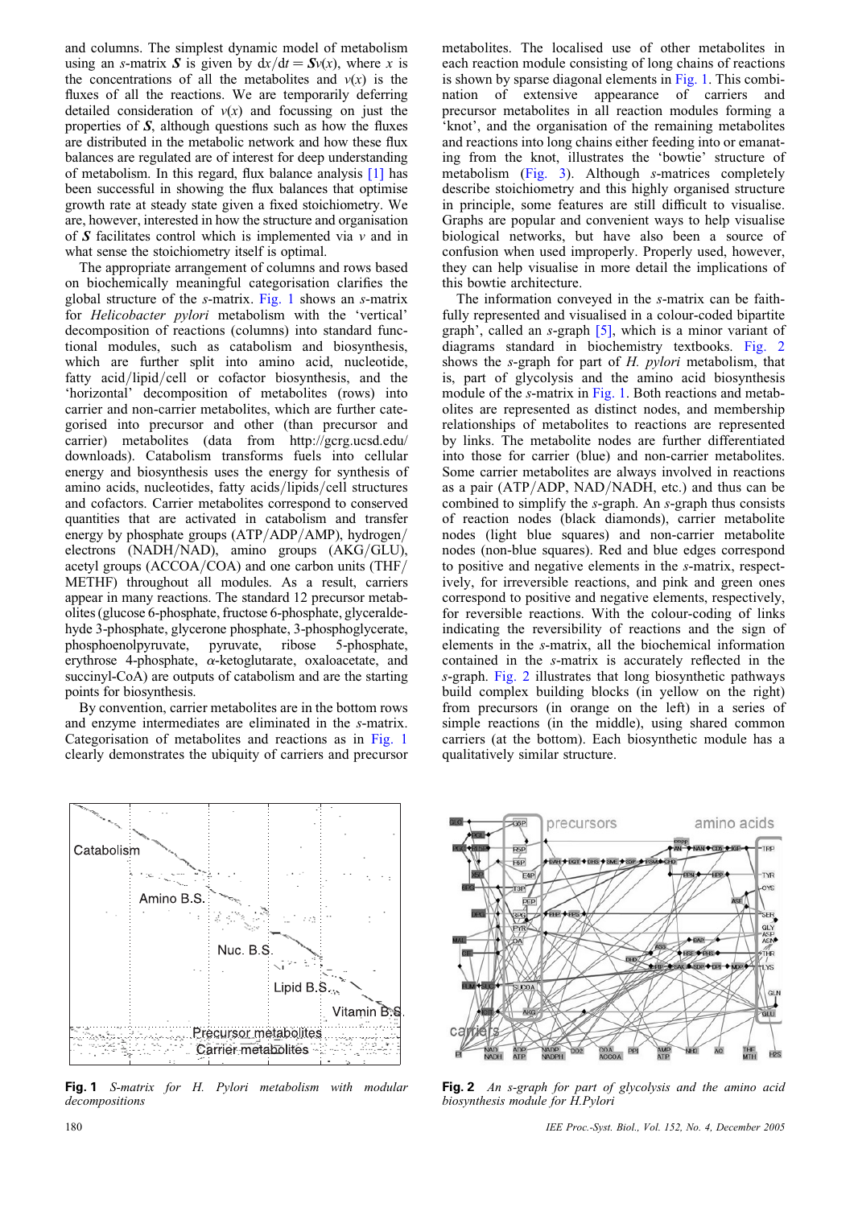and columns. The simplest dynamic model of metabolism using an *s*-matrix $\boldsymbol{S}$ is given by $dx/dt = \boldsymbol{S}v(x)$, where $x$ is the concentrations of all the metabolites and $v(x)$ is the fluxes of all the reactions. We are temporarily deferring detailed consideration of $v(x)$ and focussing on just the properties of $\boldsymbol{S}$, although questions such as how the fluxes are distributed in the metabolic network and how these flux balances are regulated are of interest for deep understanding of metabolism. In this regard, flux balance analysis [1] has been successful in showing the flux balances that optimise growth rate at steady state given a fixed stoichiometry. We are, however, interested in how the structure and organisation of $\boldsymbol{S}$ facilitates control which is implemented via $v$ and in what sense the stoichiometry itself is optimal.

The appropriate arrangement of columns and rows based on biochemically meaningful categorisation clarifies the global structure of the *s*-matrix. Fig. 1 shows an *s*-matrix for *Helicobacter pylori* metabolism with the 'vertical' decomposition of reactions (columns) into standard functional modules, such as catabolism and biosynthesis, which are further split into amino acid, nucleotide, fatty acid/lipid/cell or cofactor biosynthesis, and the 'horizontal' decomposition of metabolites (rows) into carrier and non-carrier metabolites, which are further categorised into precursor and other (than precursor and carrier) metabolites (data from http://gcrg.ucsd.edu/downloads). Catabolism transforms fuels into cellular energy and biosynthesis uses the energy for synthesis of amino acids, nucleotides, fatty acids/lipids/cell structures and cofactors. Carrier metabolites correspond to conserved quantities that are activated in catabolism and transfer energy by phosphate groups (ATP/ADP/AMP), hydrogen/electrons (NADH/NAD), amino groups (AKG/GLU), acetyl groups (ACCOA/COA) and one carbon units (THF/METHF) throughout all modules. As a result, carriers appear in many reactions. The standard 12 precursor metabolites (glucose 6-phosphate, fructose 6-phosphate, glyceraldehyde 3-phosphate, glycerone phosphate, 3-phosphoglycerate, phosphoenolpyruvate, pyruvate, ribose 5-phosphate, erythrose 4-phosphate, $\alpha$-ketoglutarate, oxaloacetate, and succinyl-CoA) are outputs of catabolism and are the starting points for biosynthesis.

By convention, carrier metabolites are in the bottom rows and enzyme intermediates are eliminated in the *s*-matrix. Categorisation of metabolites and reactions as in Fig. 1 clearly demonstrates the ubiquity of carriers and precursor metabolites. The localised use of other metabolites in each reaction module consisting of long chains of reactions is shown by sparse diagonal elements in Fig. 1. This combination of extensive appearance of carriers and precursor metabolites in all reaction modules forming a 'knot', and the organisation of the remaining metabolites and reactions into long chains either feeding into or emanating from the knot, illustrates the 'bowtie' structure of metabolism (Fig. 3). Although *s*-matrices completely describe stoichiometry and this highly organised structure in principle, some features are still difficult to visualise. Graphs are popular and convenient ways to help visualise biological networks, but have also been a source of confusion when used improperly. Properly used, however, they can help visualise in more detail the implications of this bowtie architecture.

The information conveyed in the *s*-matrix can be faithfully represented and visualised in a colour-coded bipartite graph', called an *s*-graph [5], which is a minor variant of diagrams standard in biochemistry textbooks. Fig. 2 shows the *s*-graph for part of *H. pylori* metabolism, that is, part of glycolysis and the amino acid biosynthesis module of the *s*-matrix in Fig. 1. Both reactions and metabolites are represented as distinct nodes, and membership relationships of metabolites to reactions are represented by links. The metabolite nodes are further differentiated into those for carrier (blue) and non-carrier metabolites. Some carrier metabolites are always involved in reactions as a pair (ATP/ADP, NAD/NADH, etc.) and thus can be combined to simplify the *s*-graph. An *s*-graph thus consists of reaction nodes (black diamonds), carrier metabolite nodes (light blue squares) and non-carrier metabolite nodes (non-blue squares). Red and blue edges correspond to positive and negative elements in the *s*-matrix, respectively, for irreversible reactions, and pink and green ones correspond to positive and negative elements, respectively, for reversible reactions. With the colour-coding of links indicating the reversibility of reactions and the sign of elements in the *s*-matrix, all the biochemical information contained in the *s*-matrix is accurately reflected in the *s*-graph. Fig. 2 illustrates that long biosynthetic pathways build complex building blocks (in yellow on the right) from precursors (in orange on the left) in a series of simple reactions (in the middle), using shared common carriers (at the bottom). Each biosynthetic module has a qualitatively similar structure.

**Fig. 1** *S-matrix for H. Pylori metabolism with modular decompositions*

**Fig. 2** *An s-graph for part of glycolysis and the amino acid biosynthesis module for H.Pylori*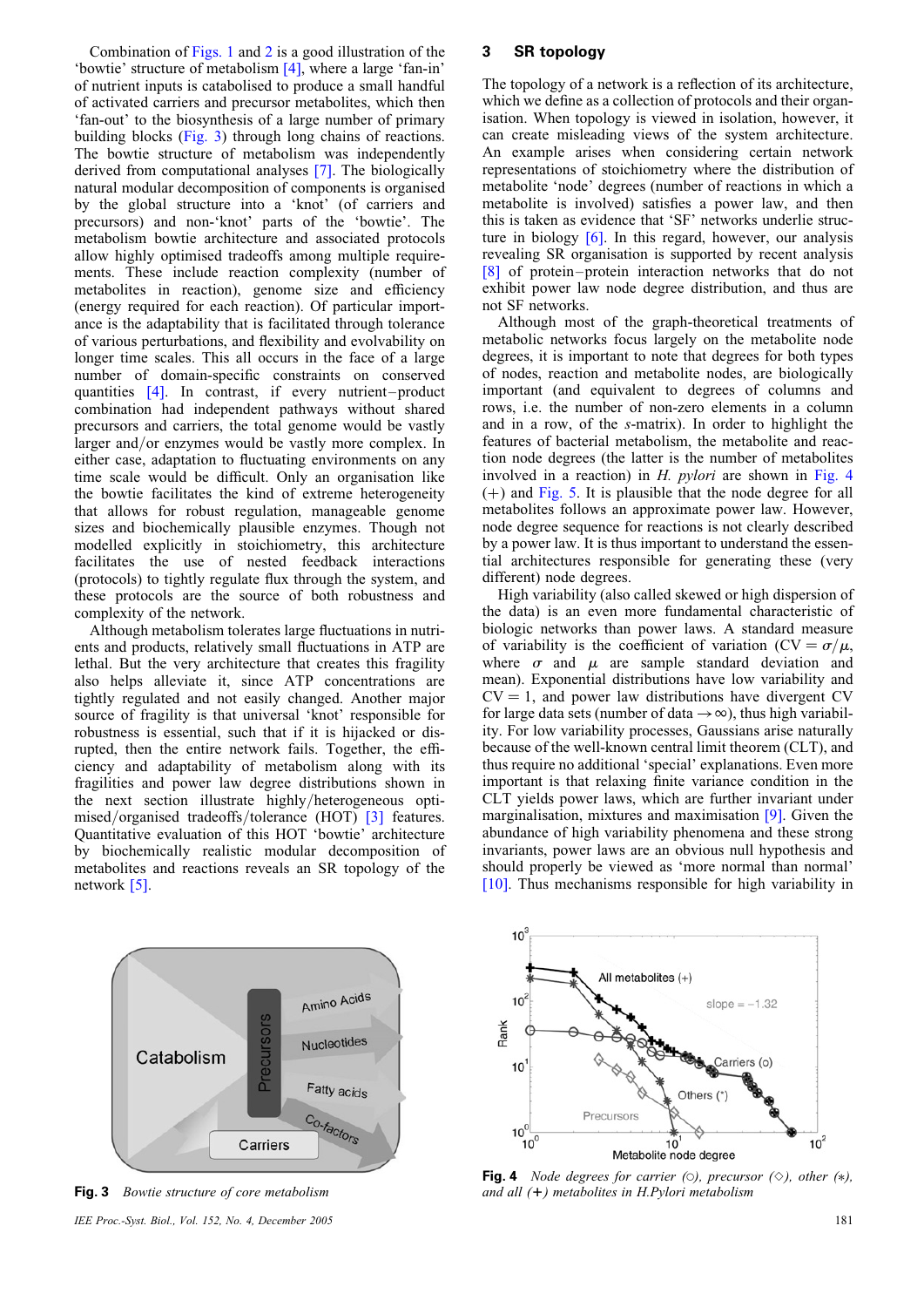Combination of Figs. 1 and 2 is a good illustration of the 'bowtie' structure of metabolism [4], where a large 'fan-in' of nutrient inputs is catabolised to produce a small handful of activated carriers and precursor metabolites, which then 'fan-out' to the biosynthesis of a large number of primary building blocks (Fig. 3) through long chains of reactions. The bowtie structure of metabolism was independently derived from computational analyses [7]. The biologically natural modular decomposition of components is organised by the global structure into a 'knot' (of carriers and precursors) and non-'knot' parts of the 'bowtie'. The metabolism bowtie architecture and associated protocols allow highly optimised tradeoffs among multiple requirements. These include reaction complexity (number of metabolites in reaction), genome size and efficiency (energy required for each reaction). Of particular importance is the adaptability that is facilitated through tolerance of various perturbations, and flexibility and evolvability on longer time scales. This all occurs in the face of a large number of domain-specific constraints on conserved quantities [4]. In contrast, if every nutrient–product combination had independent pathways without shared precursors and carriers, the total genome would be vastly larger and/or enzymes would be vastly more complex. In either case, adaptation to fluctuating environments on any time scale would be difficult. Only an organisation like the bowtie facilitates the kind of extreme heterogeneity that allows for robust regulation, manageable genome sizes and biochemically plausible enzymes. Though not modelled explicitly in stoichiometry, this architecture facilitates the use of nested feedback interactions (protocols) to tightly regulate flux through the system, and these protocols are the source of both robustness and complexity of the network.

Although metabolism tolerates large fluctuations in nutrients and products, relatively small fluctuations in ATP are lethal. But the very architecture that creates this fragility also helps alleviate it, since ATP concentrations are tightly regulated and not easily changed. Another major source of fragility is that universal 'knot' responsible for robustness is essential, such that if it is hijacked or disrupted, then the entire network fails. Together, the efficiency and adaptability of metabolism along with its fragilities and power law degree distributions shown in the next section illustrate highly/heterogeneous optimised/organised tradeoffs/tolerance (HOT) [3] features. Quantitative evaluation of this HOT 'bowtie' architecture by biochemically realistic modular decomposition of metabolites and reactions reveals an SR topology of the network [5].

Fig. 3 *Bowtie structure of core metabolism*

## 3 SR topology

The topology of a network is a reflection of its architecture, which we define as a collection of protocols and their organisation. When topology is viewed in isolation, however, it can create misleading views of the system architecture. An example arises when considering certain network representations of stoichiometry where the distribution of metabolite 'node' degrees (number of reactions in which a metabolite is involved) satisfies a power law, and then this is taken as evidence that 'SF' networks underlie structure in biology [6]. In this regard, however, our analysis revealing SR organisation is supported by recent analysis [8] of protein–protein interaction networks that do not exhibit power law node degree distribution, and thus are not SF networks.

Although most of the graph-theoretical treatments of metabolic networks focus largely on the metabolite node degrees, it is important to note that degrees for both types of nodes, reaction and metabolite nodes, are biologically important (and equivalent to degrees of columns and rows, i.e. the number of non-zero elements in a column and in a row, of the *s*-matrix). In order to highlight the features of bacterial metabolism, the metabolite and reaction node degrees (the latter is the number of metabolites involved in a reaction) in *H. pylori* are shown in Fig. 4 (+) and Fig. 5. It is plausible that the node degree for all metabolites follows an approximate power law. However, node degree sequence for reactions is not clearly described by a power law. It is thus important to understand the essential architectures responsible for generating these (very different) node degrees.

High variability (also called skewed or high dispersion of the data) is an even more fundamental characteristic of biologic networks than power laws. A standard measure of variability is the coefficient of variation ($CV = \sigma/\mu$, where $\sigma$ and $\mu$ are sample standard deviation and mean). Exponential distributions have low variability and $CV = 1$, and power law distributions have divergent CV for large data sets (number of data $\rightarrow \infty$), thus high variability. For low variability processes, Gaussians arise naturally because of the well-known central limit theorem (CLT), and thus require no additional 'special' explanations. Even more important is that relaxing finite variance condition in the CLT yields power laws, which are further invariant under marginalisation, mixtures and maximisation [9]. Given the abundance of high variability phenomena and these strong invariants, power laws are an obvious null hypothesis and should properly be viewed as 'more normal than normal' [10]. Thus mechanisms responsible for high variability in

Fig. 4 *Node degrees for carrier (○), precursor (◇), other (∗), and all (+) metabolites in H.Pylori metabolism*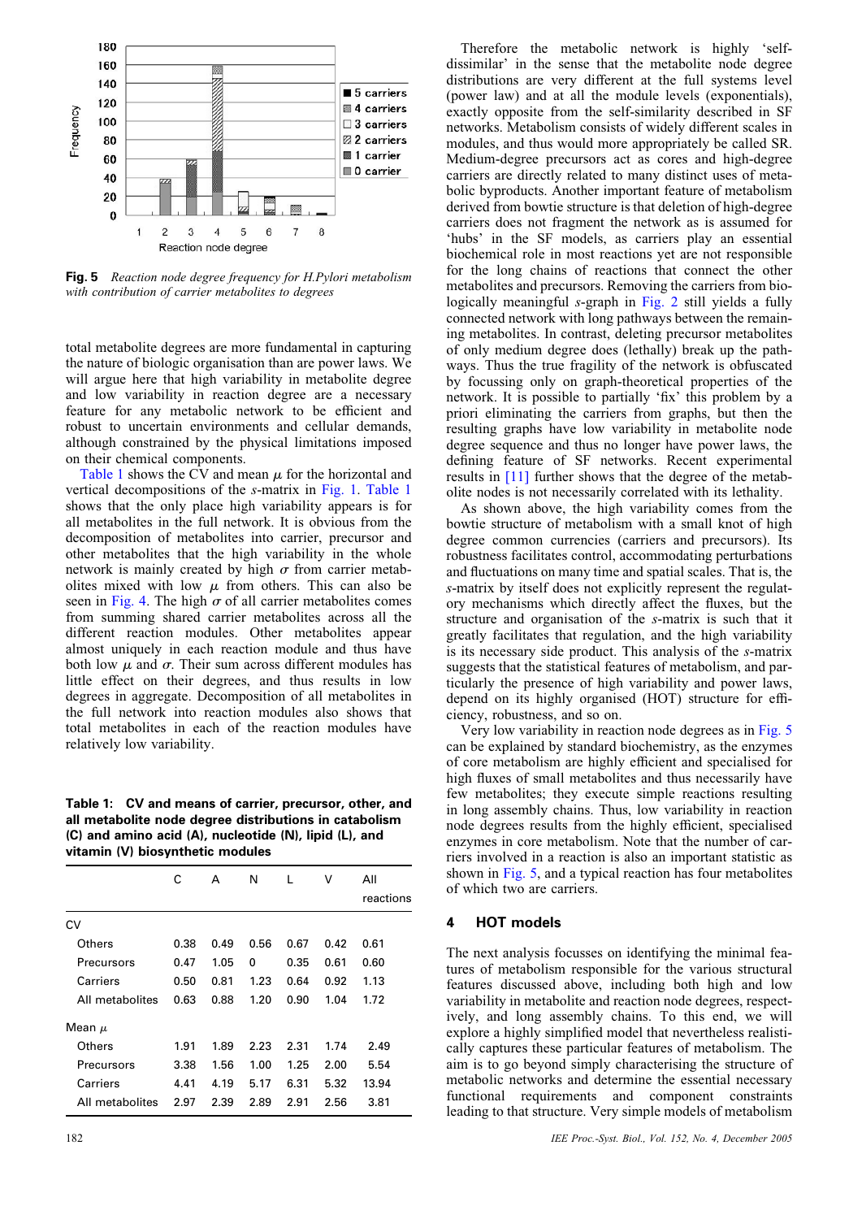**Fig. 5** *Reaction node degree frequency for H.Pylori metabolism with contribution of carrier metabolites to degrees*

total metabolite degrees are more fundamental in capturing the nature of biologic organisation than are power laws. We will argue here that high variability in metabolite degree and low variability in reaction degree are a necessary feature for any metabolic network to be efficient and robust to uncertain environments and cellular demands, although constrained by the physical limitations imposed on their chemical components.

Table 1 shows the CV and mean $\mu$ for the horizontal and vertical decompositions of the *s*-matrix in Fig. 1. Table 1 shows that the only place high variability appears is for all metabolites in the full network. It is obvious from the decomposition of metabolites into carrier, precursor and other metabolites that the high variability in the whole network is mainly created by high $\sigma$ from carrier metabolites mixed with low $\mu$ from others. This can also be seen in Fig. 4. The high $\sigma$ of all carrier metabolites comes from summing shared carrier metabolites across all the different reaction modules. Other metabolites appear almost uniquely in each reaction module and thus have both low $\mu$ and $\sigma$. Their sum across different modules has little effect on their degrees, and thus results in low degrees in aggregate. Decomposition of all metabolites in the full network into reaction modules also shows that total metabolites in each of the reaction modules have relatively low variability.

**Table 1: CV and means of carrier, precursor, other, and all metabolite node degree distributions in catabolism (C) and amino acid (A), nucleotide (N), lipid (L), and vitamin (V) biosynthetic modules**

| | C | A | N | L | V | All reactions |
|---|---|---|---|---|---|---|
| CV | | | | | | |
| Others | 0.38 | 0.49 | 0.56 | 0.67 | 0.42 | 0.61 |
| Precursors | 0.47 | 1.05 | 0 | 0.35 | 0.61 | 0.60 |
| Carriers | 0.50 | 0.81 | 1.23 | 0.64 | 0.92 | 1.13 |
| All metabolites | 0.63 | 0.88 | 1.20 | 0.90 | 1.04 | 1.72 |
| Mean $\mu$ | | | | | | |
| Others | 1.91 | 1.89 | 2.23 | 2.31 | 1.74 | 2.49 |
| Precursors | 3.38 | 1.56 | 1.00 | 1.25 | 2.00 | 5.54 |
| Carriers | 4.41 | 4.19 | 5.17 | 6.31 | 5.32 | 13.94 |
| All metabolites | 2.97 | 2.39 | 2.89 | 2.91 | 2.56 | 3.81 |

Therefore the metabolic network is highly 'self-dissimilar' in the sense that the metabolite node degree distributions are very different at the full systems level (power law) and at all the module levels (exponentials), exactly opposite from the self-similarity described in SF networks. Metabolism consists of widely different scales in modules, and thus would more appropriately be called SR. Medium-degree precursors act as cores and high-degree carriers are directly related to many distinct uses of metabolic byproducts. Another important feature of metabolism derived from bowtie structure is that deletion of high-degree carriers does not fragment the network as is assumed for 'hubs' in the SF models, as carriers play an essential biochemical role in most reactions yet are not responsible for the long chains of reactions that connect the other metabolites and precursors. Removing the carriers from biologically meaningful *s*-graph in Fig. 2 still yields a fully connected network with long pathways between the remaining metabolites. In contrast, deleting precursor metabolites of only medium degree does (lethally) break up the pathways. Thus the true fragility of the network is obfuscated by focussing only on graph-theoretical properties of the network. It is possible to partially 'fix' this problem by a priori eliminating the carriers from graphs, but then the resulting graphs have low variability in metabolite node degree sequence and thus no longer have power laws, the defining feature of SF networks. Recent experimental results in [11] further shows that the degree of the metabolite nodes is not necessarily correlated with its lethality.

As shown above, the high variability comes from the bowtie structure of metabolism with a small knot of high degree common currencies (carriers and precursors). Its robustness facilitates control, accommodating perturbations and fluctuations on many time and spatial scales. That is, the *s*-matrix by itself does not explicitly represent the regulatory mechanisms which directly affect the fluxes, but the structure and organisation of the *s*-matrix is such that it greatly facilitates that regulation, and the high variability is its necessary side product. This analysis of the *s*-matrix suggests that the statistical features of metabolism, and particularly the presence of high variability and power laws, depend on its highly organised (HOT) structure for efficiency, robustness, and so on.

Very low variability in reaction node degrees as in Fig. 5 can be explained by standard biochemistry, as the enzymes of core metabolism are highly efficient and specialised for high fluxes of small metabolites and thus necessarily have few metabolites; they execute simple reactions resulting in long assembly chains. Thus, low variability in reaction node degrees results from the highly efficient, specialised enzymes in core metabolism. Note that the number of carriers involved in a reaction is also an important statistic as shown in Fig. 5, and a typical reaction has four metabolites of which two are carriers.

## 4 HOT models

The next analysis focusses on identifying the minimal features of metabolism responsible for the various structural features discussed above, including both high and low variability in metabolite and reaction node degrees, respectively, and long assembly chains. To this end, we will explore a highly simplified model that nevertheless realistically captures these particular features of metabolism. The aim is to go beyond simply characterising the structure of metabolic networks and determine the essential necessary functional requirements and component constraints leading to that structure. Very simple models of metabolism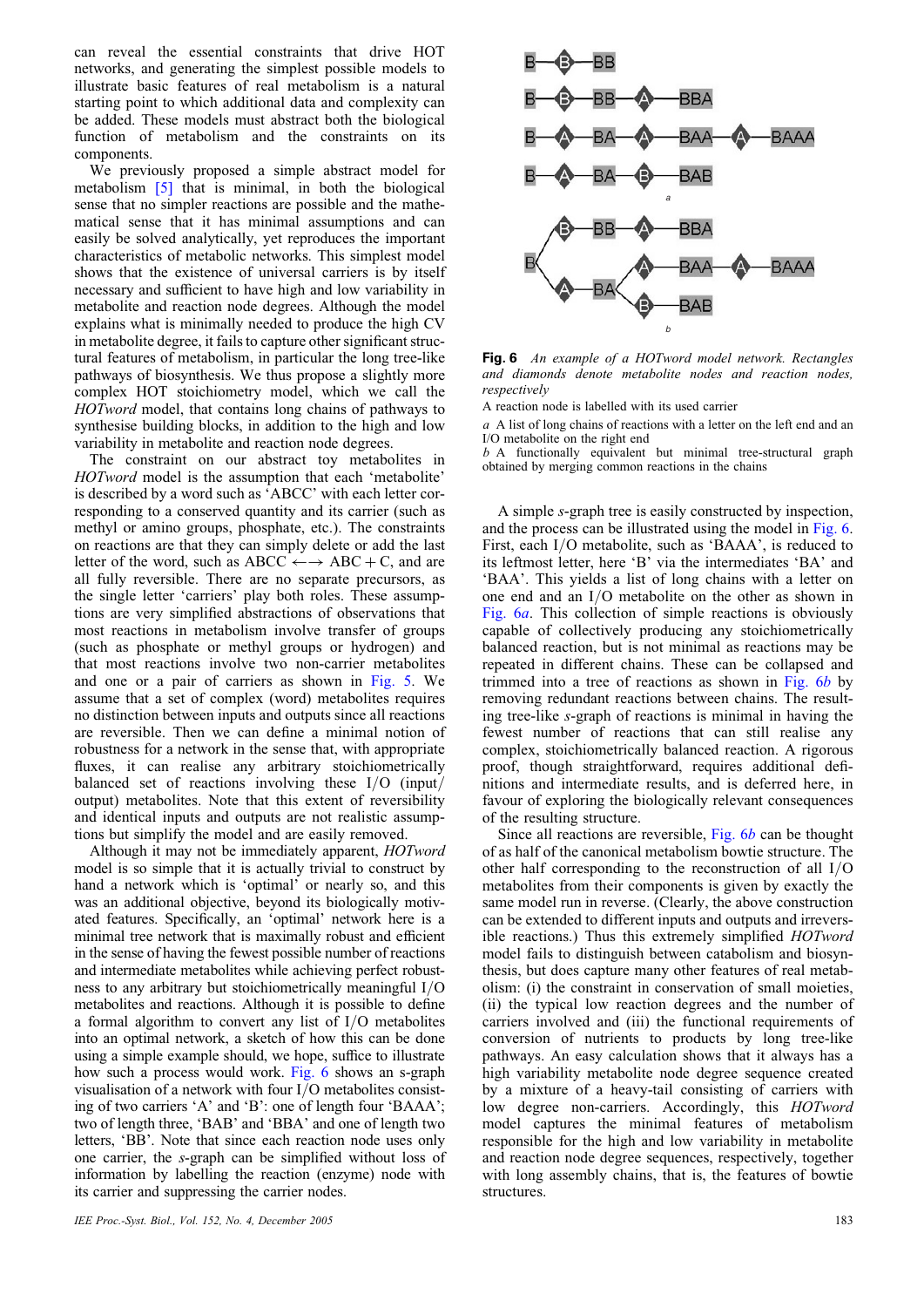can reveal the essential constraints that drive HOT networks, and generating the simplest possible models to illustrate basic features of real metabolism is a natural starting point to which additional data and complexity can be added. These models must abstract both the biological function of metabolism and the constraints on its components.

We previously proposed a simple abstract model for metabolism [5] that is minimal, in both the biological sense that no simpler reactions are possible and the mathematical sense that it has minimal assumptions and can easily be solved analytically, yet reproduces the important characteristics of metabolic networks. This simplest model shows that the existence of universal carriers is by itself necessary and sufficient to have high and low variability in metabolite and reaction node degrees. Although the model explains what is minimally needed to produce the high CV in metabolite degree, it fails to capture other significant structural features of metabolism, in particular the long tree-like pathways of biosynthesis. We thus propose a slightly more complex HOT stoichiometry model, which we call the *HOTword* model, that contains long chains of pathways to synthesise building blocks, in addition to the high and low variability in metabolite and reaction node degrees.

The constraint on our abstract toy metabolites in *HOTword* model is the assumption that each 'metabolite' is described by a word such as 'ABCC' with each letter corresponding to a conserved quantity and its carrier (such as methyl or amino groups, phosphate, etc.). The constraints on reactions are that they can simply delete or add the last letter of the word, such as ABCC $\longleftrightarrow$ ABC + C, and are all fully reversible. There are no separate precursors, as the single letter 'carriers' play both roles. These assumptions are very simplified abstractions of observations that most reactions in metabolism involve transfer of groups (such as phosphate or methyl groups or hydrogen) and that most reactions involve two non-carrier metabolites and one or a pair of carriers as shown in Fig. 5. We assume that a set of complex (word) metabolites requires no distinction between inputs and outputs since all reactions are reversible. Then we can define a minimal notion of robustness for a network in the sense that, with appropriate fluxes, it can realise any arbitrary stoichiometrically balanced set of reactions involving these I/O (input/output) metabolites. Note that this extent of reversibility and identical inputs and outputs are not realistic assumptions but simplify the model and are easily removed.

Although it may not be immediately apparent, *HOTword* model is so simple that it is actually trivial to construct by hand a network which is 'optimal' or nearly so, and this was an additional objective, beyond its biologically motivated features. Specifically, an 'optimal' network here is a minimal tree network that is maximally robust and efficient in the sense of having the fewest possible number of reactions and intermediate metabolites while achieving perfect robustness to any arbitrary but stoichiometrically meaningful I/O metabolites and reactions. Although it is possible to define a formal algorithm to convert any list of I/O metabolites into an optimal network, a sketch of how this can be done using a simple example should, we hope, suffice to illustrate how such a process would work. Fig. 6 shows an s-graph visualisation of a network with four I/O metabolites consisting of two carriers 'A' and 'B': one of length four 'BAAA'; two of length three, 'BAB' and 'BBA' and one of length two letters, 'BB'. Note that since each reaction node uses only one carrier, the *s*-graph can be simplified without loss of information by labelling the reaction (enzyme) node with its carrier and suppressing the carrier nodes.

**Fig. 6** *An example of a HOTword model network. Rectangles and diamonds denote metabolite nodes and reaction nodes, respectively*

A reaction node is labelled with its used carrier

*a* A list of long chains of reactions with a letter on the left end and an I/O metabolite on the right end

*b* A functionally equivalent but minimal tree-structural graph obtained by merging common reactions in the chains

A simple *s*-graph tree is easily constructed by inspection, and the process can be illustrated using the model in Fig. 6. First, each I/O metabolite, such as 'BAAA', is reduced to its leftmost letter, here 'B' via the intermediates 'BA' and 'BAA'. This yields a list of long chains with a letter on one end and an I/O metabolite on the other as shown in Fig. 6*a*. This collection of simple reactions is obviously capable of collectively producing any stoichiometrically balanced reaction, but is not minimal as reactions may be repeated in different chains. These can be collapsed and trimmed into a tree of reactions as shown in Fig. 6*b* by removing redundant reactions between chains. The resulting tree-like *s*-graph of reactions is minimal in having the fewest number of reactions that can still realise any complex, stoichiometrically balanced reaction. A rigorous proof, though straightforward, requires additional definitions and intermediate results, and is deferred here, in favour of exploring the biologically relevant consequences of the resulting structure.

Since all reactions are reversible, Fig. 6*b* can be thought of as half of the canonical metabolism bowtie structure. The other half corresponding to the reconstruction of all I/O metabolites from their components is given by exactly the same model run in reverse. (Clearly, the above construction can be extended to different inputs and outputs and irreversible reactions.) Thus this extremely simplified *HOTword* model fails to distinguish between catabolism and biosynthesis, but does capture many other features of real metabolism: (i) the constraint in conservation of small moieties, (ii) the typical low reaction degrees and the number of carriers involved and (iii) the functional requirements of conversion of nutrients to products by long tree-like pathways. An easy calculation shows that it always has a high variability metabolite node degree sequence created by a mixture of a heavy-tail consisting of carriers with low degree non-carriers. Accordingly, this *HOTword* model captures the minimal features of metabolism responsible for the high and low variability in metabolite and reaction node degree sequences, respectively, together with long assembly chains, that is, the features of bowtie structures.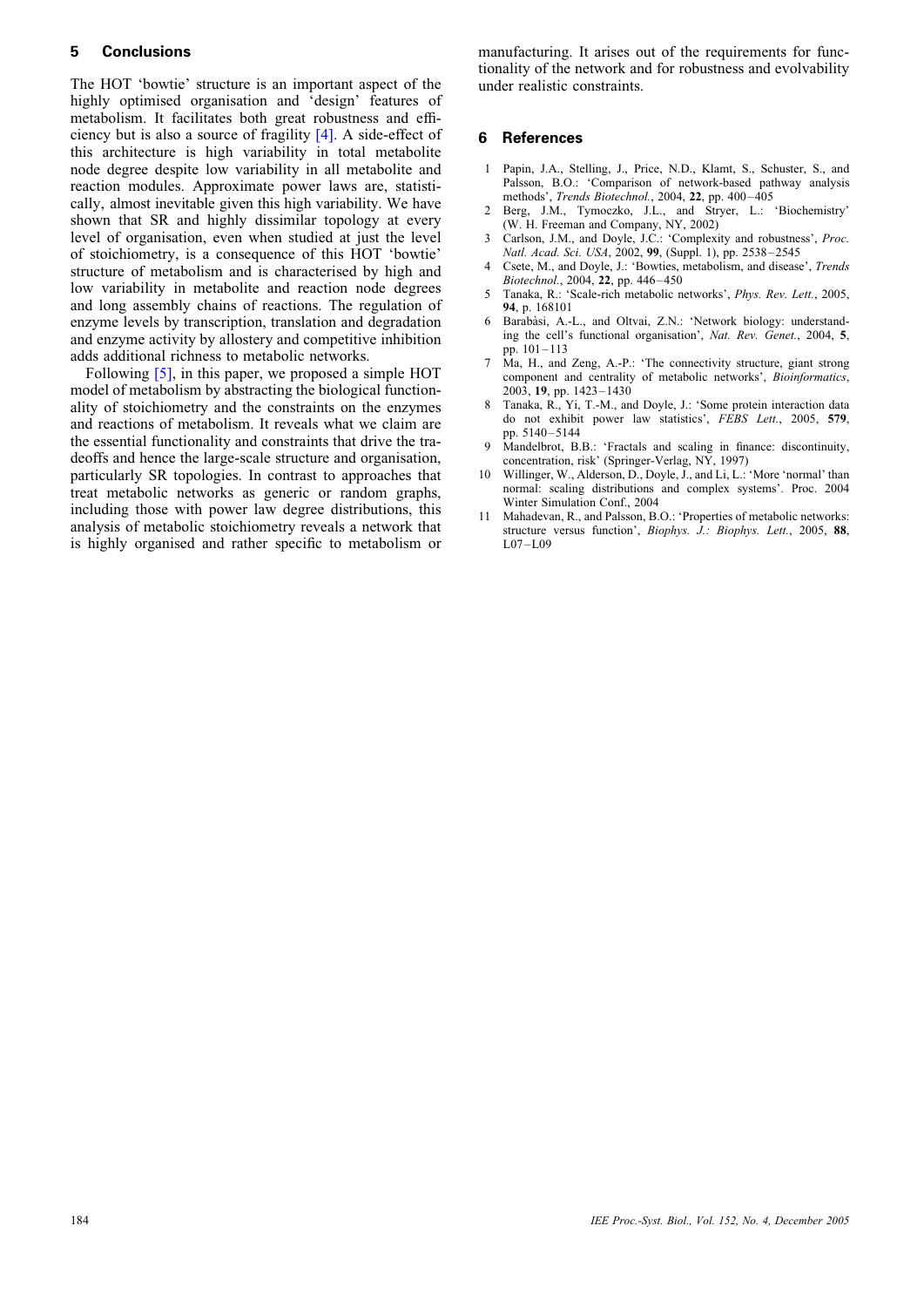## 5 Conclusions

The HOT 'bowtie' structure is an important aspect of the highly optimised organisation and 'design' features of metabolism. It facilitates both great robustness and efficiency but is also a source of fragility [4]. A side-effect of this architecture is high variability in total metabolite node degree despite low variability in all metabolite and reaction modules. Approximate power laws are, statistically, almost inevitable given this high variability. We have shown that SR and highly dissimilar topology at every level of organisation, even when studied at just the level of stoichiometry, is a consequence of this HOT 'bowtie' structure of metabolism and is characterised by high and low variability in metabolite and reaction node degrees and long assembly chains of reactions. The regulation of enzyme levels by transcription, translation and degradation and enzyme activity by allostery and competitive inhibition adds additional richness to metabolic networks.

Following [5], in this paper, we proposed a simple HOT model of metabolism by abstracting the biological functionality of stoichiometry and the constraints on the enzymes and reactions of metabolism. It reveals what we claim are the essential functionality and constraints that drive the tradeoffs and hence the large-scale structure and organisation, particularly SR topologies. In contrast to approaches that treat metabolic networks as generic or random graphs, including those with power law degree distributions, this analysis of metabolic stoichiometry reveals a network that is highly organised and rather specific to metabolism or manufacturing. It arises out of the requirements for functionality of the network and for robustness and evolvability under realistic constraints.

## 6 References

1. Papin, J.A., Stelling, J., Price, N.D., Klamt, S., Schuster, S., and Palsson, B.O.: 'Comparison of network-based pathway analysis methods', *Trends Biotechnol.*, 2004, **22**, pp. 400–405
2. Berg, J.M., Tymoczko, J.L., and Stryer, L.: 'Biochemistry' (W. H. Freeman and Company, NY, 2002)
3. Carlson, J.M., and Doyle, J.C.: 'Complexity and robustness', *Proc. Natl. Acad. Sci. USA*, 2002, **99**, (Suppl. 1), pp. 2538–2545
4. Csete, M., and Doyle, J.: 'Bowties, metabolism, and disease', *Trends Biotechnol.*, 2004, **22**, pp. 446–450
5. Tanaka, R.: 'Scale-rich metabolic networks', *Phys. Rev. Lett.*, 2005, **94**, p. 168101
6. Barabàsi, A.-L., and Oltvai, Z.N.: 'Network biology: understanding the cell's functional organisation', *Nat. Rev. Genet.*, 2004, **5**, pp. 101–113
7. Ma, H., and Zeng, A.-P.: 'The connectivity structure, giant strong component and centrality of metabolic networks', *Bioinformatics*, 2003, **19**, pp. 1423–1430
8. Tanaka, R., Yi, T.-M., and Doyle, J.: 'Some protein interaction data do not exhibit power law statistics', *FEBS Lett.*, 2005, **579**, pp. 5140–5144
9. Mandelbrot, B.B.: 'Fractals and scaling in finance: discontinuity, concentration, risk' (Springer-Verlag, NY, 1997)
10. Willinger, W., Alderson, D., Doyle, J., and Li, L.: 'More 'normal' than normal: scaling distributions and complex systems'. Proc. 2004 Winter Simulation Conf., 2004
11. Mahadevan, R., and Palsson, B.O.: 'Properties of metabolic networks: structure versus function', *Biophys. J.: Biophys. Lett.*, 2005, **88**, L07–L09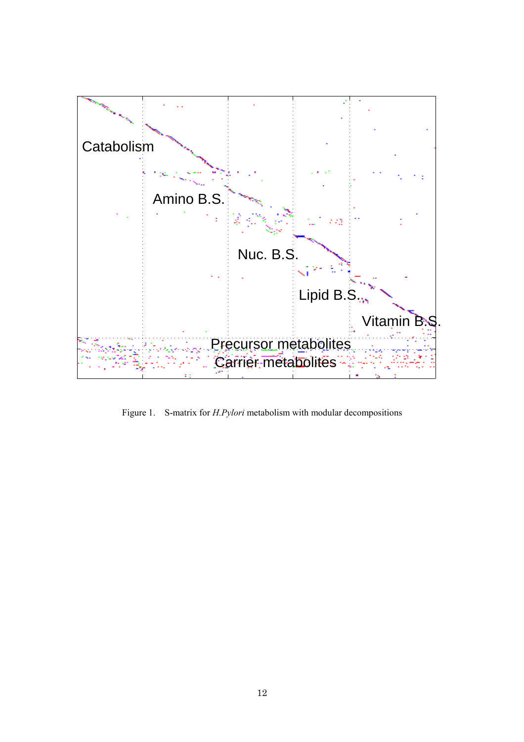Figure 1. S-matrix for *H.Pylori* metabolism with modular decompositions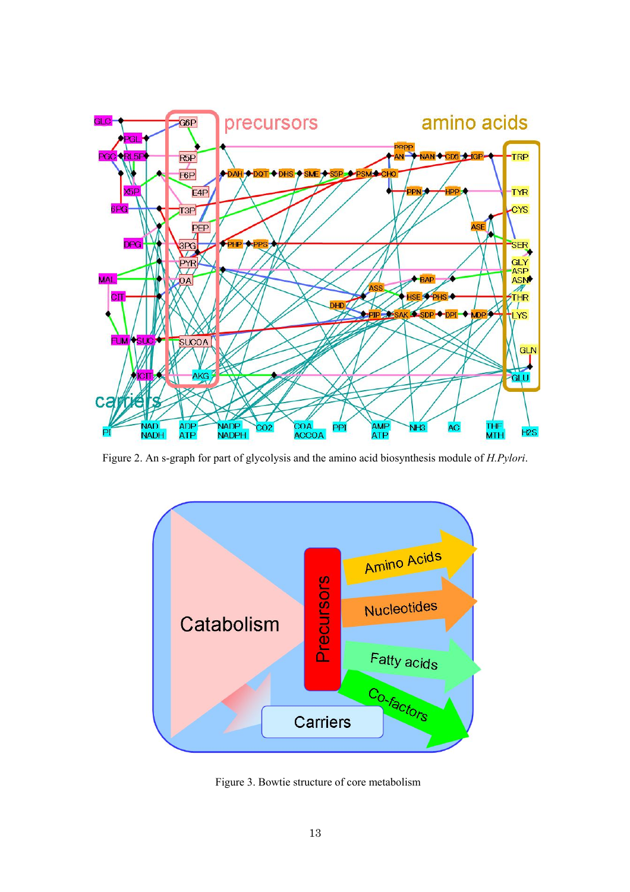Figure 2. An s-graph for part of glycolysis and the amino acid biosynthesis module of *H.Pylori*.

Figure 3. Bowtie structure of core metabolism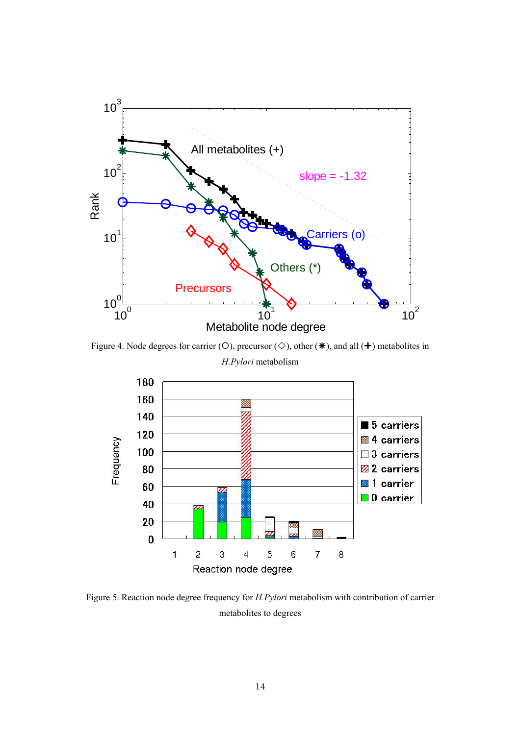Figure 4. Node degrees for carrier (○), precursor (◇), other (✱), and all (✚) metabolites in *H.Pylori* metabolism

Figure 5. Reaction node degree frequency for *H.Pylori* metabolism with contribution of carrier metabolites to degrees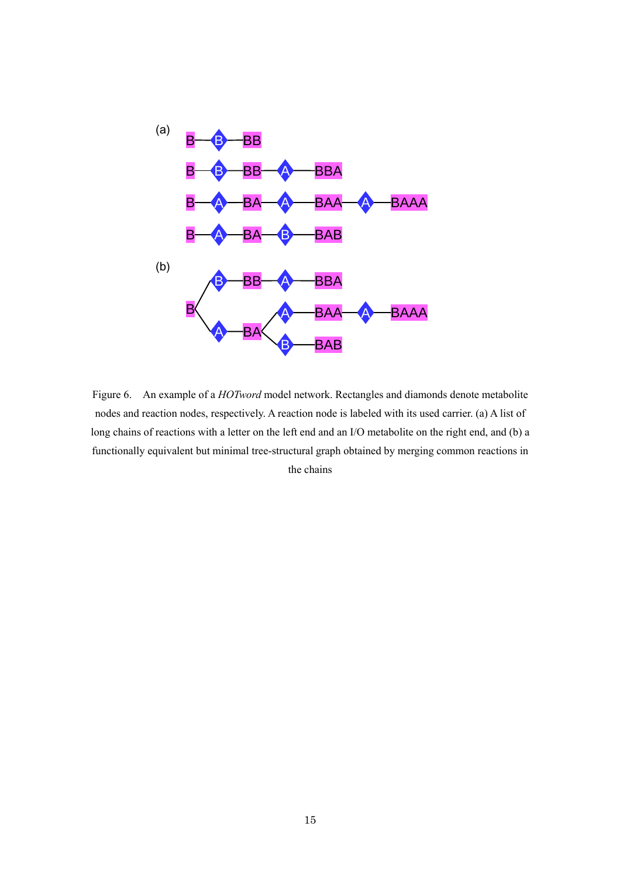(a)

B — B — BB

B — B — BB — A — BBA

B — A — BA — A — BAA — A — BAAA

B — A — BA — B — BAB

(b)

B

B — BB — A — BBA

A — BA

A — BAA — A — BAAA

B — BAB

Figure 6. An example of a *HOTword* model network. Rectangles and diamonds denote metabolite nodes and reaction nodes, respectively. A reaction node is labeled with its used carrier. (a) A list of long chains of reactions with a letter on the left end and an I/O metabolite on the right end, and (b) a functionally equivalent but minimal tree-structural graph obtained by merging common reactions in the chains